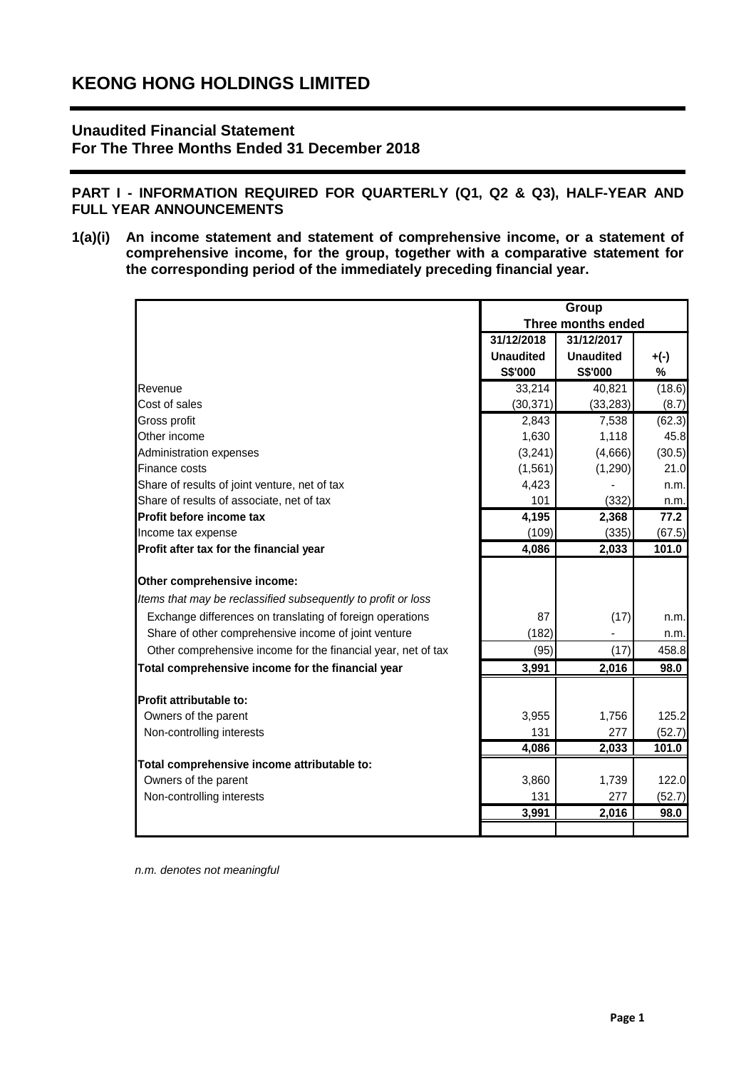# KEONG HONG HOLDINGS LIMITED

## Unaudited Financial Statement
## For The Three Months Ended 31 December 2018

### PART I - INFORMATION REQUIRED FOR QUARTERLY (Q1, Q2 & Q3), HALF-YEAR AND FULL YEAR ANNOUNCEMENTS

**1(a)(i) An income statement and statement of comprehensive income, or a statement of comprehensive income, for the group, together with a comparative statement for the corresponding period of the immediately preceding financial year.**

| | Group | | |
|---|---|---|---|
| | Three months ended | | |
| | 31/12/2018 | 31/12/2017 | |
| | Unaudited | Unaudited | +(-) |
| | S$'000 | S$'000 | % |
| Revenue | 33,214 | 40,821 | (18.6) |
| Cost of sales | (30,371) | (33,283) | (8.7) |
| Gross profit | 2,843 | 7,538 | (62.3) |
| Other income | 1,630 | 1,118 | 45.8 |
| Administration expenses | (3,241) | (4,666) | (30.5) |
| Finance costs | (1,561) | (1,290) | 21.0 |
| Share of results of joint venture, net of tax | 4,423 | - | n.m. |
| Share of results of associate, net of tax | 101 | (332) | n.m. |
| **Profit before income tax** | **4,195** | **2,368** | **77.2** |
| Income tax expense | (109) | (335) | (67.5) |
| **Profit after tax for the financial year** | **4,086** | **2,033** | **101.0** |
| | | | |
| **Other comprehensive income:** | | | |
| *Items that may be reclassified subsequently to profit or loss* | | | |
| Exchange differences on translating of foreign operations | 87 | (17) | n.m. |
| Share of other comprehensive income of joint venture | (182) | - | n.m. |
| Other comprehensive income for the financial year, net of tax | (95) | (17) | 458.8 |
| **Total comprehensive income for the financial year** | **3,991** | **2,016** | **98.0** |
| | | | |
| **Profit attributable to:** | | | |
| Owners of the parent | 3,955 | 1,756 | 125.2 |
| Non-controlling interests | 131 | 277 | (52.7) |
| | **4,086** | **2,033** | **101.0** |
| **Total comprehensive income attributable to:** | | | |
| Owners of the parent | 3,860 | 1,739 | 122.0 |
| Non-controlling interests | 131 | 277 | (52.7) |
| | **3,991** | **2,016** | **98.0** |

*n.m. denotes not meaningful*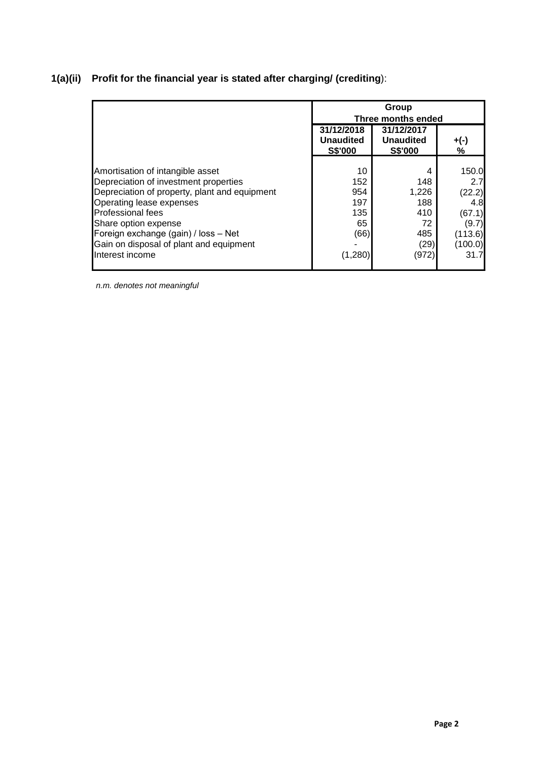## 1(a)(ii) Profit for the financial year is stated after charging/ (crediting):

| | Group | | |
|---|---|---|---|
| | Three months ended | | |
| | 31/12/2018 Unaudited S$'000 | 31/12/2017 Unaudited S$'000 | +(-) % |
| Amortisation of intangible asset | 10 | 4 | 150.0 |
| Depreciation of investment properties | 152 | 148 | 2.7 |
| Depreciation of property, plant and equipment | 954 | 1,226 | (22.2) |
| Operating lease expenses | 197 | 188 | 4.8 |
| Professional fees | 135 | 410 | (67.1) |
| Share option expense | 65 | 72 | (9.7) |
| Foreign exchange (gain) / loss – Net | (66) | 485 | (113.6) |
| Gain on disposal of plant and equipment | - | (29) | (100.0) |
| Interest income | (1,280) | (972) | 31.7 |

*n.m. denotes not meaningful*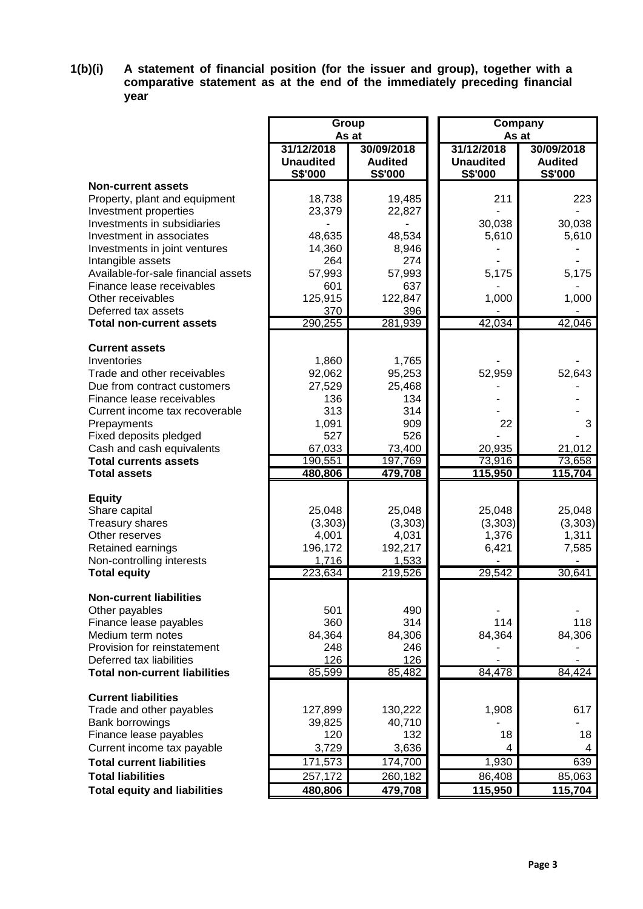**1(b)(i) A statement of financial position (for the issuer and group), together with a comparative statement as at the end of the immediately preceding financial year**

| | Group | | Company | |
|---|---|---|---|---|
| | As at | | As at | |
| | 31/12/2018 | 30/09/2018 | 31/12/2018 | 30/09/2018 |
| | Unaudited | Audited | Unaudited | Audited |
| | S$'000 | S$'000 | S$'000 | S$'000 |
| **Non-current assets** | | | | |
| Property, plant and equipment | 18,738 | 19,485 | 211 | 223 |
| Investment properties | 23,379 | 22,827 | - | - |
| Investments in subsidiaries | - | - | 30,038 | 30,038 |
| Investment in associates | 48,635 | 48,534 | 5,610 | 5,610 |
| Investments in joint ventures | 14,360 | 8,946 | - | - |
| Intangible assets | 264 | 274 | - | - |
| Available-for-sale financial assets | 57,993 | 57,993 | 5,175 | 5,175 |
| Finance lease receivables | 601 | 637 | - | - |
| Other receivables | 125,915 | 122,847 | 1,000 | 1,000 |
| Deferred tax assets | 370 | 396 | - | - |
| **Total non-current assets** | 290,255 | 281,939 | 42,034 | 42,046 |
| **Current assets** | | | | |
| Inventories | 1,860 | 1,765 | - | - |
| Trade and other receivables | 92,062 | 95,253 | 52,959 | 52,643 |
| Due from contract customers | 27,529 | 25,468 | - | - |
| Finance lease receivables | 136 | 134 | - | - |
| Current income tax recoverable | 313 | 314 | - | - |
| Prepayments | 1,091 | 909 | 22 | 3 |
| Fixed deposits pledged | 527 | 526 | - | - |
| Cash and cash equivalents | 67,033 | 73,400 | 20,935 | 21,012 |
| **Total currents assets** | 190,551 | 197,769 | 73,916 | 73,658 |
| **Total assets** | 480,806 | 479,708 | 115,950 | 115,704 |
| **Equity** | | | | |
| Share capital | 25,048 | 25,048 | 25,048 | 25,048 |
| Treasury shares | (3,303) | (3,303) | (3,303) | (3,303) |
| Other reserves | 4,001 | 4,031 | 1,376 | 1,311 |
| Retained earnings | 196,172 | 192,217 | 6,421 | 7,585 |
| Non-controlling interests | 1,716 | 1,533 | - | - |
| **Total equity** | 223,634 | 219,526 | 29,542 | 30,641 |
| **Non-current liabilities** | | | | |
| Other payables | 501 | 490 | - | - |
| Finance lease payables | 360 | 314 | 114 | 118 |
| Medium term notes | 84,364 | 84,306 | 84,364 | 84,306 |
| Provision for reinstatement | 248 | 246 | - | - |
| Deferred tax liabilities | 126 | 126 | - | - |
| **Total non-current liabilities** | 85,599 | 85,482 | 84,478 | 84,424 |
| **Current liabilities** | | | | |
| Trade and other payables | 127,899 | 130,222 | 1,908 | 617 |
| Bank borrowings | 39,825 | 40,710 | - | - |
| Finance lease payables | 120 | 132 | 18 | 18 |
| Current income tax payable | 3,729 | 3,636 | 4 | 4 |
| **Total current liabilities** | 171,573 | 174,700 | 1,930 | 639 |
| **Total liabilities** | 257,172 | 260,182 | 86,408 | 85,063 |
| **Total equity and liabilities** | 480,806 | 479,708 | 115,950 | 115,704 |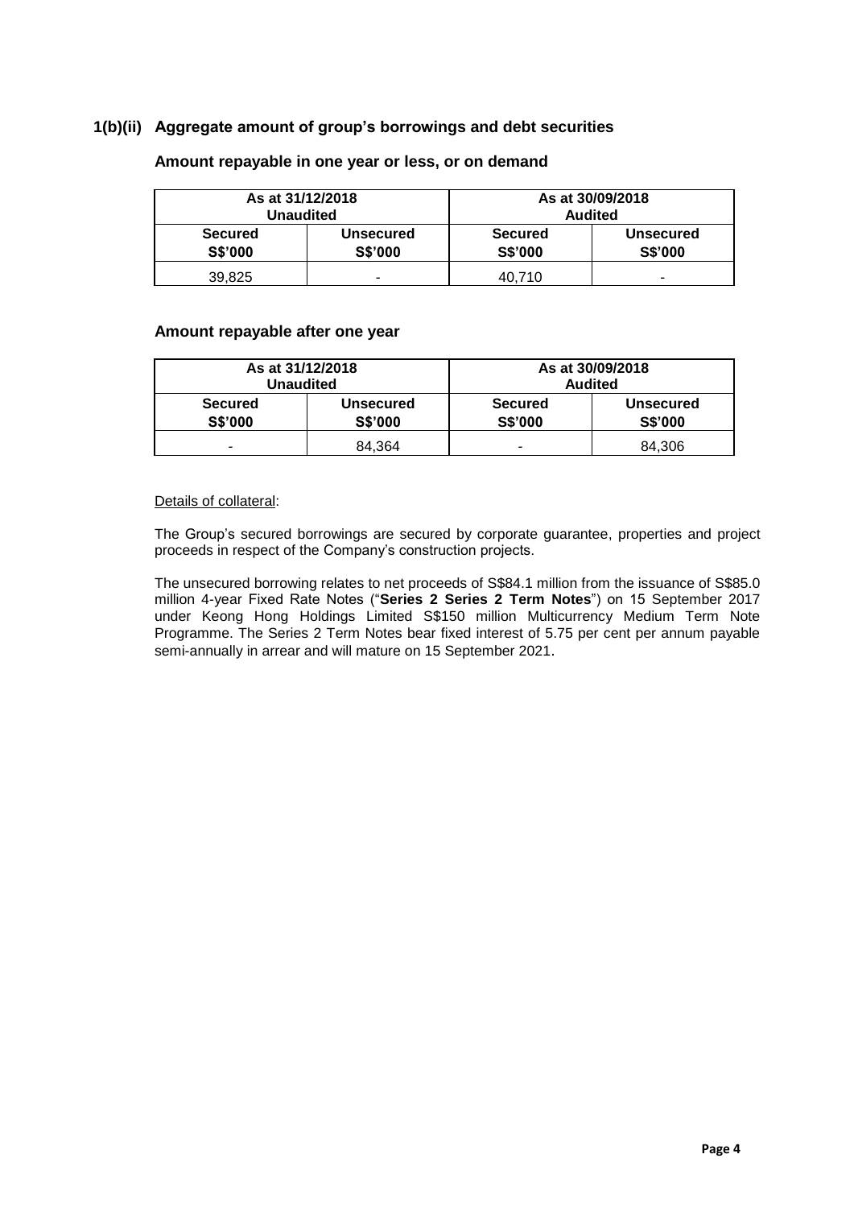### 1(b)(ii) Aggregate amount of group's borrowings and debt securities

#### Amount repayable in one year or less, or on demand

| As at 31/12/2018 Unaudited | | As at 30/09/2018 Audited | |
|---|---|---|---|
| **Secured S$'000** | **Unsecured S$'000** | **Secured S$'000** | **Unsecured S$'000** |
| 39,825 | - | 40,710 | - |

#### Amount repayable after one year

| As at 31/12/2018 Unaudited | | As at 30/09/2018 Audited | |
|---|---|---|---|
| **Secured S$'000** | **Unsecured S$'000** | **Secured S$'000** | **Unsecured S$'000** |
| - | 84,364 | - | 84,306 |

Details of collateral:

The Group's secured borrowings are secured by corporate guarantee, properties and project proceeds in respect of the Company's construction projects.

The unsecured borrowing relates to net proceeds of S$84.1 million from the issuance of S$85.0 million 4-year Fixed Rate Notes ("**Series 2 Series 2 Term Notes**") on 15 September 2017 under Keong Hong Holdings Limited S$150 million Multicurrency Medium Term Note Programme. The Series 2 Term Notes bear fixed interest of 5.75 per cent per annum payable semi-annually in arrear and will mature on 15 September 2021.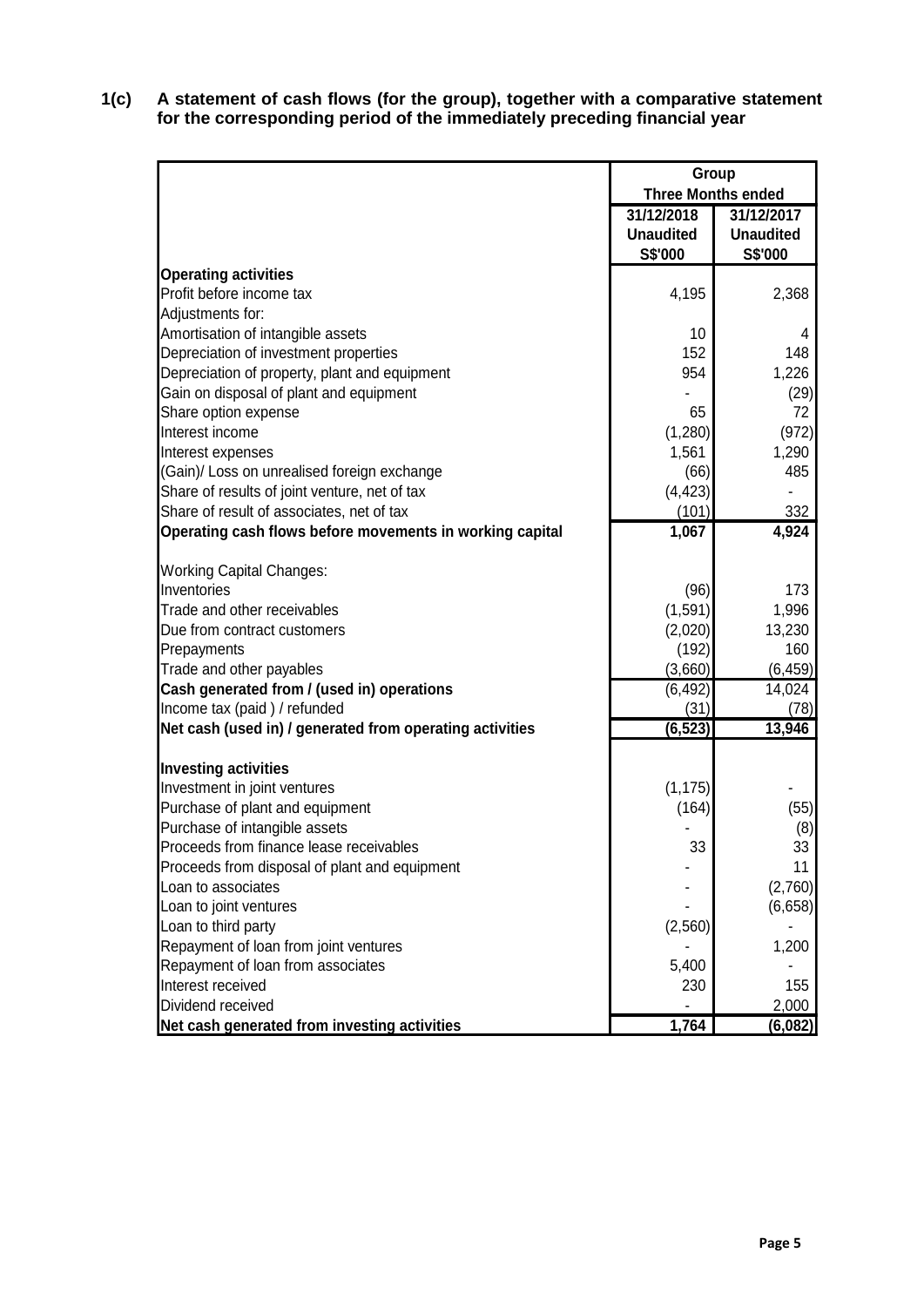**1(c) A statement of cash flows (for the group), together with a comparative statement for the corresponding period of the immediately preceding financial year**

| | Group | |
|---|---|---|
| | Three Months ended | |
| | 31/12/2018 | 31/12/2017 |
| | Unaudited | Unaudited |
| | S$'000 | S$'000 |
| **Operating activities** | | |
| Profit before income tax | 4,195 | 2,368 |
| Adjustments for: | | |
| Amortisation of intangible assets | 10 | 4 |
| Depreciation of investment properties | 152 | 148 |
| Depreciation of property, plant and equipment | 954 | 1,226 |
| Gain on disposal of plant and equipment | - | (29) |
| Share option expense | 65 | 72 |
| Interest income | (1,280) | (972) |
| Interest expenses | 1,561 | 1,290 |
| (Gain)/ Loss on unrealised foreign exchange | (66) | 485 |
| Share of results of joint venture, net of tax | (4,423) | - |
| Share of result of associates, net of tax | (101) | 332 |
| **Operating cash flows before movements in working capital** | **1,067** | **4,924** |
| | | |
| Working Capital Changes: | | |
| Inventories | (96) | 173 |
| Trade and other receivables | (1,591) | 1,996 |
| Due from contract customers | (2,020) | 13,230 |
| Prepayments | (192) | 160 |
| Trade and other payables | (3,660) | (6,459) |
| **Cash generated from / (used in) operations** | (6,492) | 14,024 |
| Income tax (paid ) / refunded | (31) | (78) |
| **Net cash (used in) / generated from operating activities** | **(6,523)** | **13,946** |
| | | |
| **Investing activities** | | |
| Investment in joint ventures | (1,175) | - |
| Purchase of plant and equipment | (164) | (55) |
| Purchase of intangible assets | - | (8) |
| Proceeds from finance lease receivables | 33 | 33 |
| Proceeds from disposal of plant and equipment | - | 11 |
| Loan to associates | - | (2,760) |
| Loan to joint ventures | - | (6,658) |
| Loan to third party | (2,560) | - |
| Repayment of loan from joint ventures | - | 1,200 |
| Repayment of loan from associates | 5,400 | - |
| Interest received | 230 | 155 |
| Dividend received | - | 2,000 |
| **Net cash generated from investing activities** | **1,764** | **(6,082)** |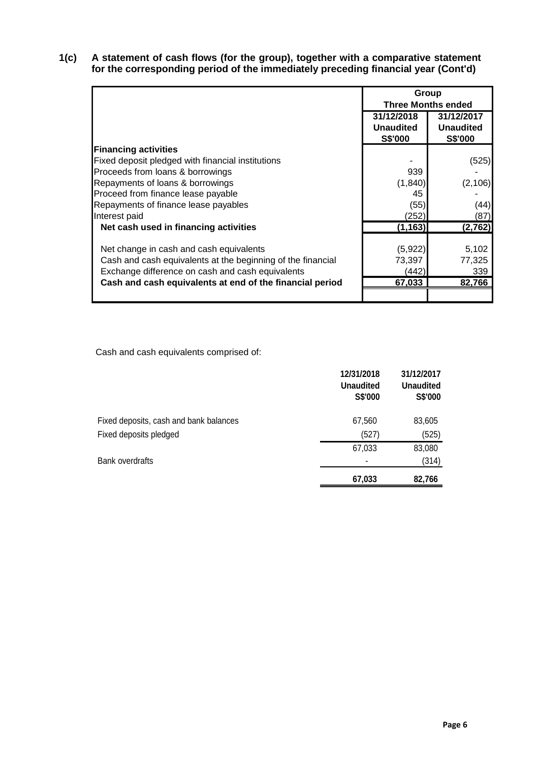## 1(c) A statement of cash flows (for the group), together with a comparative statement for the corresponding period of the immediately preceding financial year (Cont'd)

| | Group | |
|---|---|---|
| | Three Months ended | |
| | 31/12/2018 Unaudited S$'000 | 31/12/2017 Unaudited S$'000 |
| **Financing activities** | | |
| Fixed deposit pledged with financial institutions | - | (525) |
| Proceeds from loans & borrowings | 939 | - |
| Repayments of loans & borrowings | (1,840) | (2,106) |
| Proceed from finance lease payable | 45 | - |
| Repayments of finance lease payables | (55) | (44) |
| Interest paid | (252) | (87) |
| **Net cash used in financing activities** | **(1,163)** | **(2,762)** |
| Net change in cash and cash equivalents | (5,922) | 5,102 |
| Cash and cash equivalents at the beginning of the financial | 73,397 | 77,325 |
| Exchange difference on cash and cash equivalents | (442) | 339 |
| **Cash and cash equivalents at end of the financial period** | **67,033** | **82,766** |

Cash and cash equivalents comprised of:

| | 12/31/2018 Unaudited S$'000 | 31/12/2017 Unaudited S$'000 |
|---|---|---|
| Fixed deposits, cash and bank balances | 67,560 | 83,605 |
| Fixed deposits pledged | (527) | (525) |
| | 67,033 | 83,080 |
| Bank overdrafts | - | (314) |
| | **67,033** | **82,766** |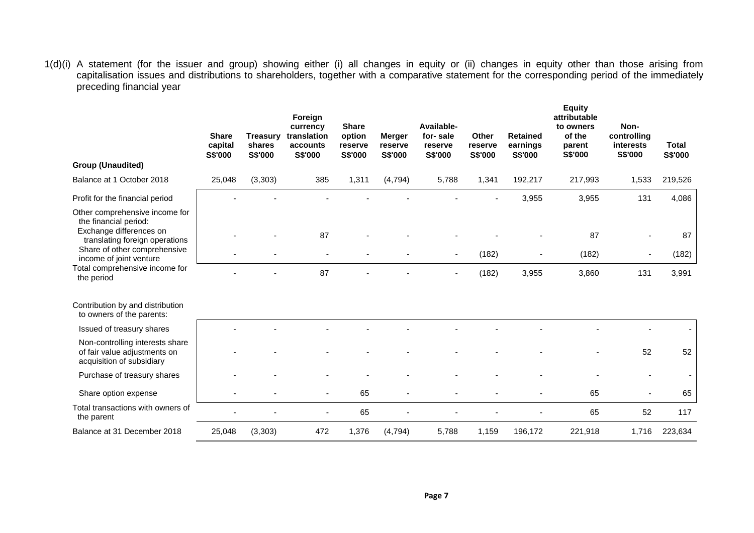1(d)(i) A statement (for the issuer and group) showing either (i) all changes in equity or (ii) changes in equity other than those arising from capitalisation issues and distributions to shareholders, together with a comparative statement for the corresponding period of the immediately preceding financial year

| Group (Unaudited) | Share capital S$'000 | Treasury shares S$'000 | Foreign currency translation accounts S$'000 | Share option reserve S$'000 | Merger reserve S$'000 | Available-for- sale reserve S$'000 | Other reserve S$'000 | Retained earnings S$'000 | Equity attributable to owners of the parent S$'000 | Non-controlling interests S$'000 | Total S$'000 |
|---|---|---|---|---|---|---|---|---|---|---|---|
| Balance at 1 October 2018 | 25,048 | (3,303) | 385 | 1,311 | (4,794) | 5,788 | 1,341 | 192,217 | 217,993 | 1,533 | 219,526 |
| Profit for the financial period | - | - | - | - | - | - | - | 3,955 | 3,955 | 131 | 4,086 |
| Other comprehensive income for the financial period: | | | | | | | | | | | |
| Exchange differences on translating foreign operations | - | - | 87 | - | - | - | - | - | 87 | - | 87 |
| Share of other comprehensive income of joint venture | - | - | - | - | - | - | (182) | - | (182) | - | (182) |
| Total comprehensive income for the period | - | - | 87 | - | - | - | (182) | 3,955 | 3,860 | 131 | 3,991 |
| Contribution by and distribution to owners of the parents: | | | | | | | | | | | |
| Issued of treasury shares | - | - | - | - | - | - | - | - | - | - | - |
| Non-controlling interests share of fair value adjustments on acquisition of subsidiary | - | - | - | - | - | - | - | - | - | 52 | 52 |
| Purchase of treasury shares | - | - | - | - | - | - | - | - | - | - | - |
| Share option expense | - | - | - | 65 | - | - | - | - | 65 | - | 65 |
| Total transactions with owners of the parent | - | - | - | 65 | - | - | - | - | 65 | 52 | 117 |
| Balance at 31 December 2018 | 25,048 | (3,303) | 472 | 1,376 | (4,794) | 5,788 | 1,159 | 196,172 | 221,918 | 1,716 | 223,634 |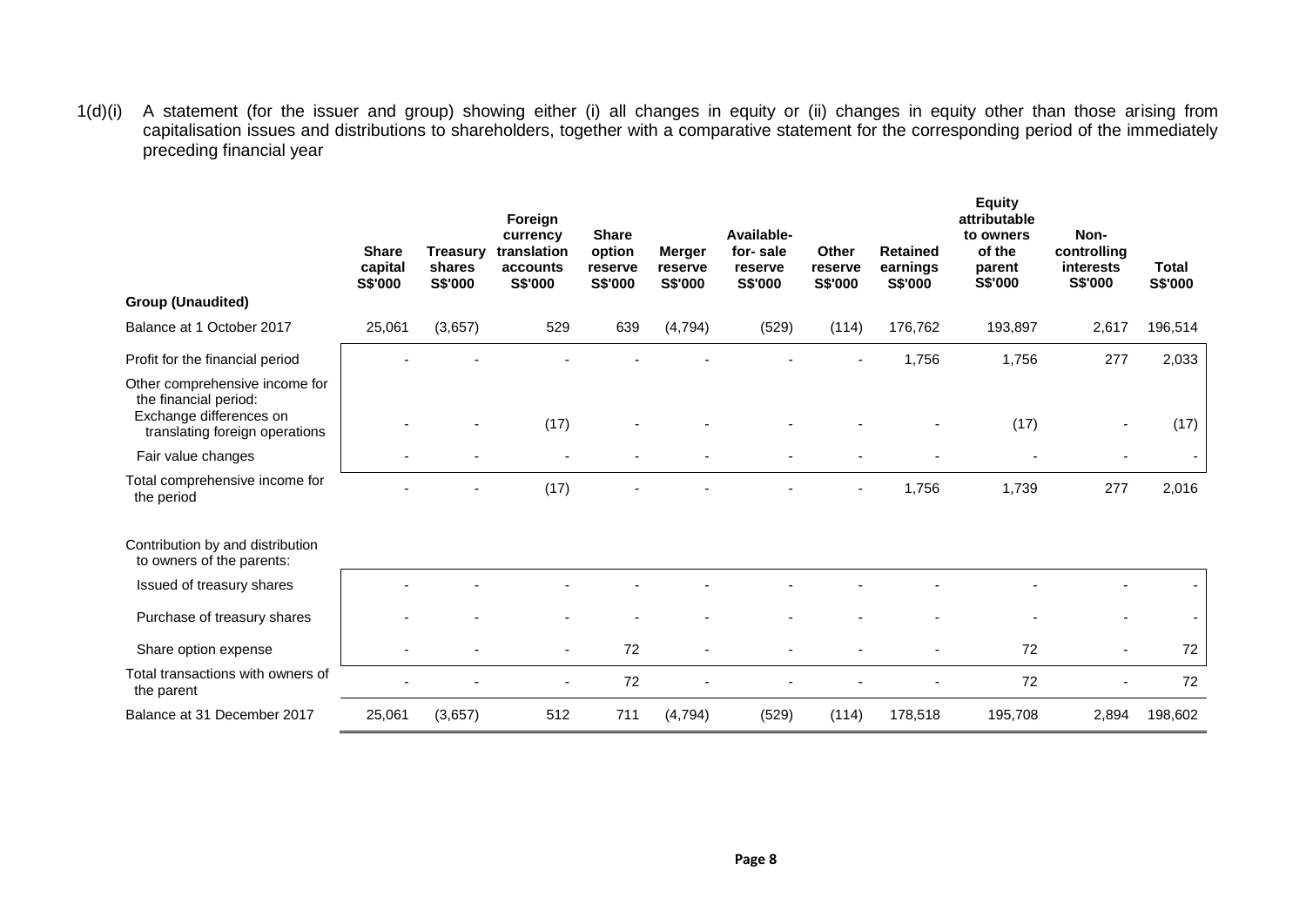1(d)(i) A statement (for the issuer and group) showing either (i) all changes in equity or (ii) changes in equity other than those arising from capitalisation issues and distributions to shareholders, together with a comparative statement for the corresponding period of the immediately preceding financial year

| | Share capital S$'000 | Treasury shares S$'000 | Foreign currency translation accounts S$'000 | Share option reserve S$'000 | Merger reserve S$'000 | Available-for- sale reserve S$'000 | Other reserve S$'000 | Retained earnings S$'000 | Equity attributable to owners of the parent S$'000 | Non-controlling interests S$'000 | Total S$'000 |
|---|---|---|---|---|---|---|---|---|---|---|---|
| **Group (Unaudited)** | | | | | | | | | | | |
| Balance at 1 October 2017 | 25,061 | (3,657) | 529 | 639 | (4,794) | (529) | (114) | 176,762 | 193,897 | 2,617 | 196,514 |
| Profit for the financial period | - | - | - | - | - | - | - | 1,756 | 1,756 | 277 | 2,033 |
| Other comprehensive income for the financial period: | | | | | | | | | | | |
| Exchange differences on translating foreign operations | - | - | (17) | - | - | - | - | - | (17) | - | (17) |
| Fair value changes | - | - | - | - | - | - | - | - | - | - | - |
| Total comprehensive income for the period | - | - | (17) | - | - | - | - | 1,756 | 1,739 | 277 | 2,016 |
| Contribution by and distribution to owners of the parents: | | | | | | | | | | | |
| Issued of treasury shares | - | - | - | - | - | - | - | - | - | - | - |
| Purchase of treasury shares | - | - | - | - | - | - | - | - | - | - | - |
| Share option expense | - | - | - | 72 | - | - | - | - | 72 | - | 72 |
| Total transactions with owners of the parent | - | - | - | 72 | - | - | - | - | 72 | - | 72 |
| Balance at 31 December 2017 | 25,061 | (3,657) | 512 | 711 | (4,794) | (529) | (114) | 178,518 | 195,708 | 2,894 | 198,602 |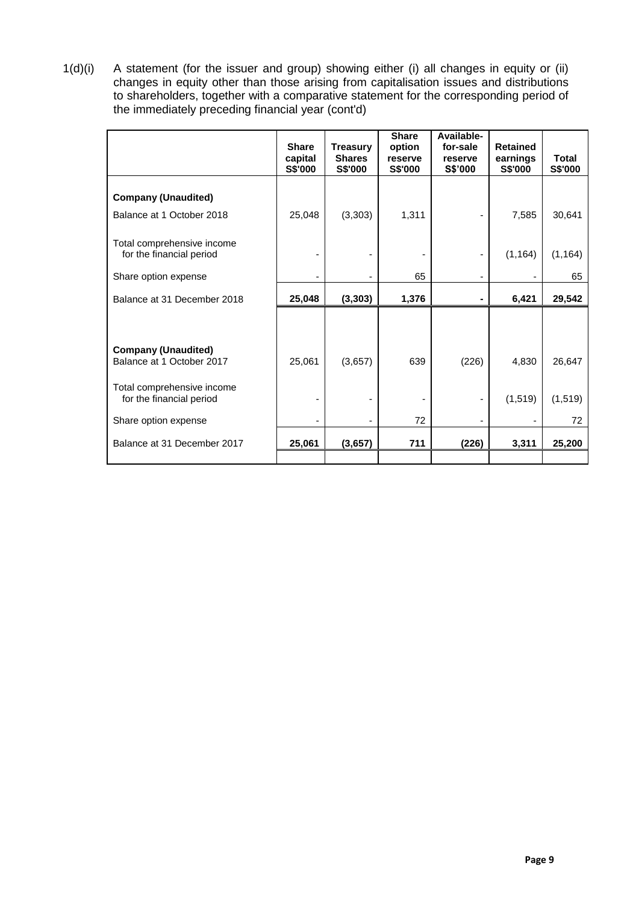1(d)(i) A statement (for the issuer and group) showing either (i) all changes in equity or (ii) changes in equity other than those arising from capitalisation issues and distributions to shareholders, together with a comparative statement for the corresponding period of the immediately preceding financial year (cont'd)

| | Share capital S$'000 | Treasury Shares S$'000 | Share option reserve S$'000 | Available-for-sale reserve S$'000 | Retained earnings S$'000 | Total S$'000 |
|---|---|---|---|---|---|---|
| **Company (Unaudited)** | | | | | | |
| Balance at 1 October 2018 | 25,048 | (3,303) | 1,311 | - | 7,585 | 30,641 |
| Total comprehensive income for the financial period | - | - | - | - | (1,164) | (1,164) |
| Share option expense | - | - | 65 | - | - | 65 |
| Balance at 31 December 2018 | **25,048** | **(3,303)** | **1,376** | **-** | **6,421** | **29,542** |
| | | | | | | |
| **Company (Unaudited)** | | | | | | |
| Balance at 1 October 2017 | 25,061 | (3,657) | 639 | (226) | 4,830 | 26,647 |
| Total comprehensive income for the financial period | - | - | - | - | (1,519) | (1,519) |
| Share option expense | - | - | 72 | - | - | 72 |
| Balance at 31 December 2017 | **25,061** | **(3,657)** | **711** | **(226)** | **3,311** | **25,200** |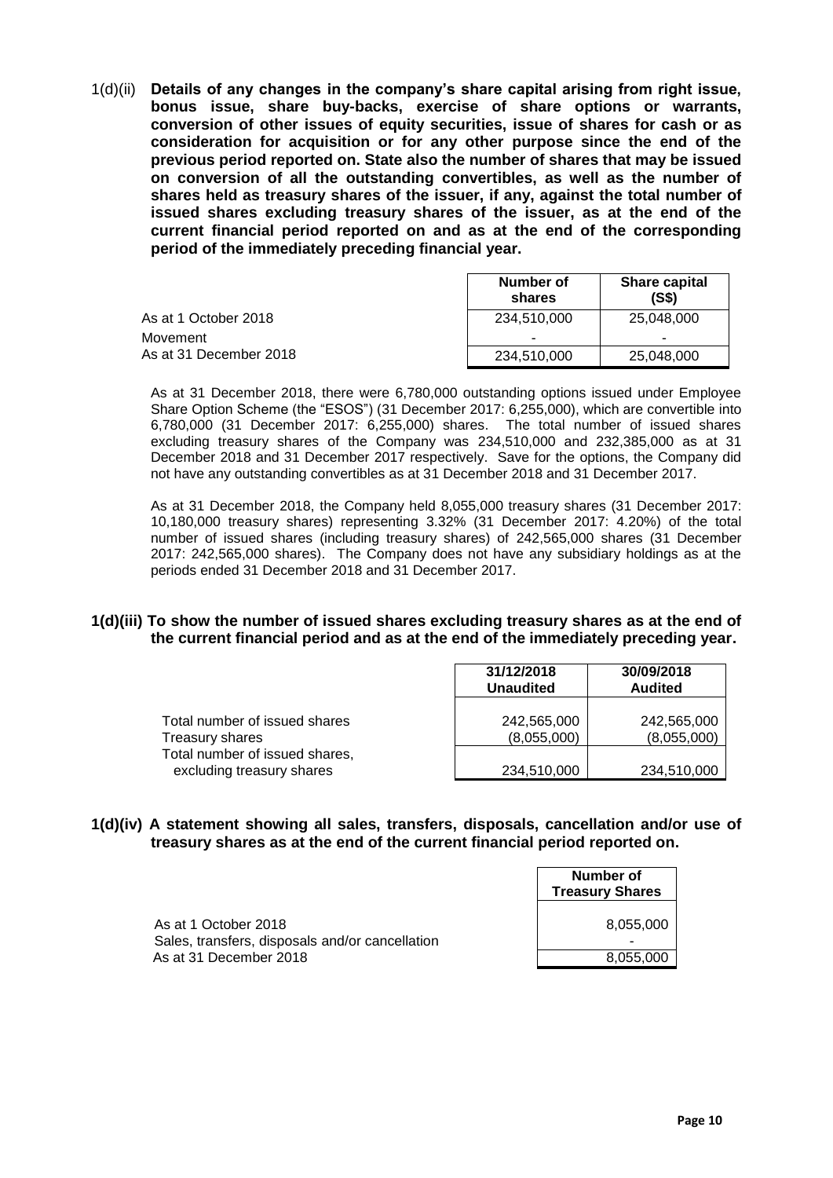1(d)(ii) **Details of any changes in the company's share capital arising from right issue, bonus issue, share buy-backs, exercise of share options or warrants, conversion of other issues of equity securities, issue of shares for cash or as consideration for acquisition or for any other purpose since the end of the previous period reported on. State also the number of shares that may be issued on conversion of all the outstanding convertibles, as well as the number of shares held as treasury shares of the issuer, if any, against the total number of issued shares excluding treasury shares of the issuer, as at the end of the current financial period reported on and as at the end of the corresponding period of the immediately preceding financial year.**

| | Number of shares | Share capital (S$) |
|---|---|---|
| As at 1 October 2018 | 234,510,000 | 25,048,000 |
| Movement | - | - |
| As at 31 December 2018 | 234,510,000 | 25,048,000 |

As at 31 December 2018, there were 6,780,000 outstanding options issued under Employee Share Option Scheme (the "ESOS") (31 December 2017: 6,255,000), which are convertible into 6,780,000 (31 December 2017: 6,255,000) shares. The total number of issued shares excluding treasury shares of the Company was 234,510,000 and 232,385,000 as at 31 December 2018 and 31 December 2017 respectively. Save for the options, the Company did not have any outstanding convertibles as at 31 December 2018 and 31 December 2017.

As at 31 December 2018, the Company held 8,055,000 treasury shares (31 December 2017: 10,180,000 treasury shares) representing 3.32% (31 December 2017: 4.20%) of the total number of issued shares (including treasury shares) of 242,565,000 shares (31 December 2017: 242,565,000 shares). The Company does not have any subsidiary holdings as at the periods ended 31 December 2018 and 31 December 2017.

**1(d)(iii) To show the number of issued shares excluding treasury shares as at the end of the current financial period and as at the end of the immediately preceding year.**

| | 31/12/2018 Unaudited | 30/09/2018 Audited |
|---|---|---|
| Total number of issued shares | 242,565,000 | 242,565,000 |
| Treasury shares | (8,055,000) | (8,055,000) |
| Total number of issued shares, excluding treasury shares | 234,510,000 | 234,510,000 |

**1(d)(iv) A statement showing all sales, transfers, disposals, cancellation and/or use of treasury shares as at the end of the current financial period reported on.**

| | Number of Treasury Shares |
|---|---|
| As at 1 October 2018 | 8,055,000 |
| Sales, transfers, disposals and/or cancellation | - |
| As at 31 December 2018 | 8,055,000 |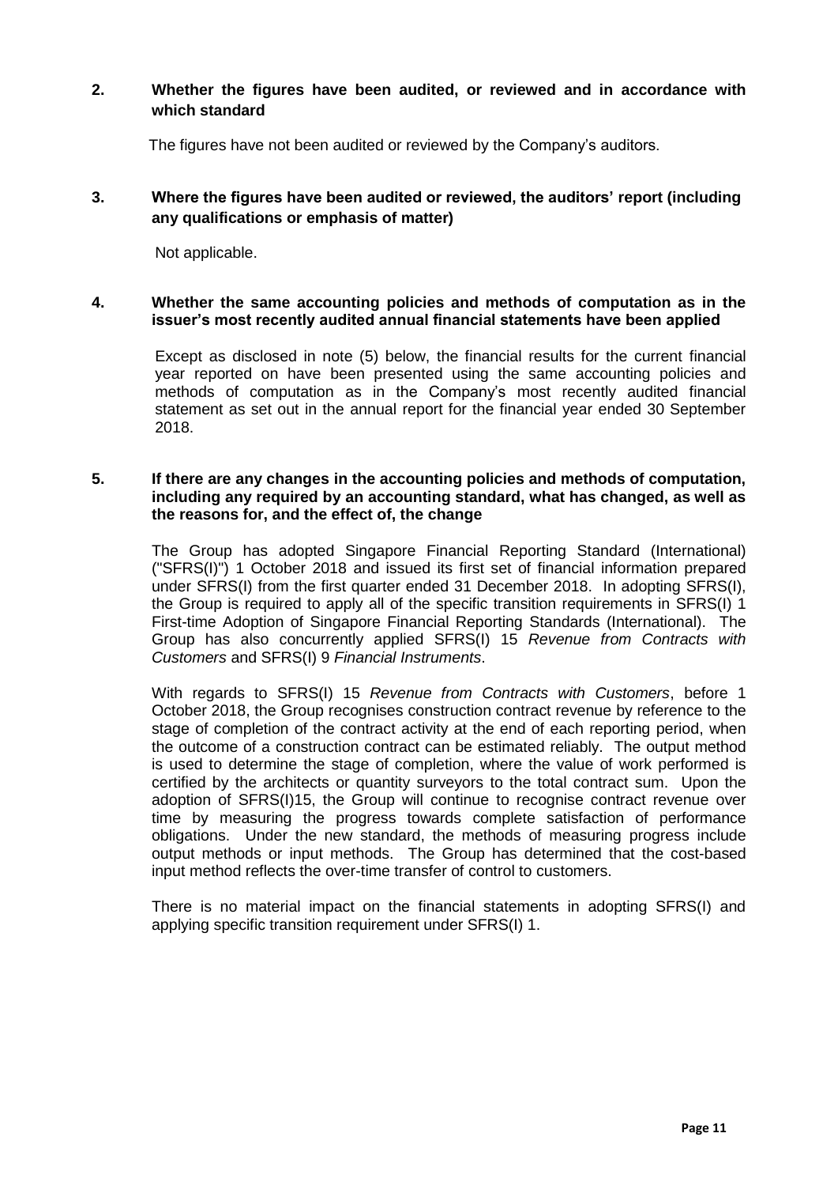**2. Whether the figures have been audited, or reviewed and in accordance with which standard**

The figures have not been audited or reviewed by the Company's auditors.

**3. Where the figures have been audited or reviewed, the auditors' report (including any qualifications or emphasis of matter)**

Not applicable.

**4. Whether the same accounting policies and methods of computation as in the issuer's most recently audited annual financial statements have been applied**

Except as disclosed in note (5) below, the financial results for the current financial year reported on have been presented using the same accounting policies and methods of computation as in the Company's most recently audited financial statement as set out in the annual report for the financial year ended 30 September 2018.

**5. If there are any changes in the accounting policies and methods of computation, including any required by an accounting standard, what has changed, as well as the reasons for, and the effect of, the change**

The Group has adopted Singapore Financial Reporting Standard (International) ("SFRS(I)") 1 October 2018 and issued its first set of financial information prepared under SFRS(I) from the first quarter ended 31 December 2018. In adopting SFRS(I), the Group is required to apply all of the specific transition requirements in SFRS(I) 1 First-time Adoption of Singapore Financial Reporting Standards (International). The Group has also concurrently applied SFRS(I) 15 *Revenue from Contracts with Customers* and SFRS(I) 9 *Financial Instruments*.

With regards to SFRS(I) 15 *Revenue from Contracts with Customers*, before 1 October 2018, the Group recognises construction contract revenue by reference to the stage of completion of the contract activity at the end of each reporting period, when the outcome of a construction contract can be estimated reliably. The output method is used to determine the stage of completion, where the value of work performed is certified by the architects or quantity surveyors to the total contract sum. Upon the adoption of SFRS(I)15, the Group will continue to recognise contract revenue over time by measuring the progress towards complete satisfaction of performance obligations. Under the new standard, the methods of measuring progress include output methods or input methods. The Group has determined that the cost-based input method reflects the over-time transfer of control to customers.

There is no material impact on the financial statements in adopting SFRS(I) and applying specific transition requirement under SFRS(I) 1.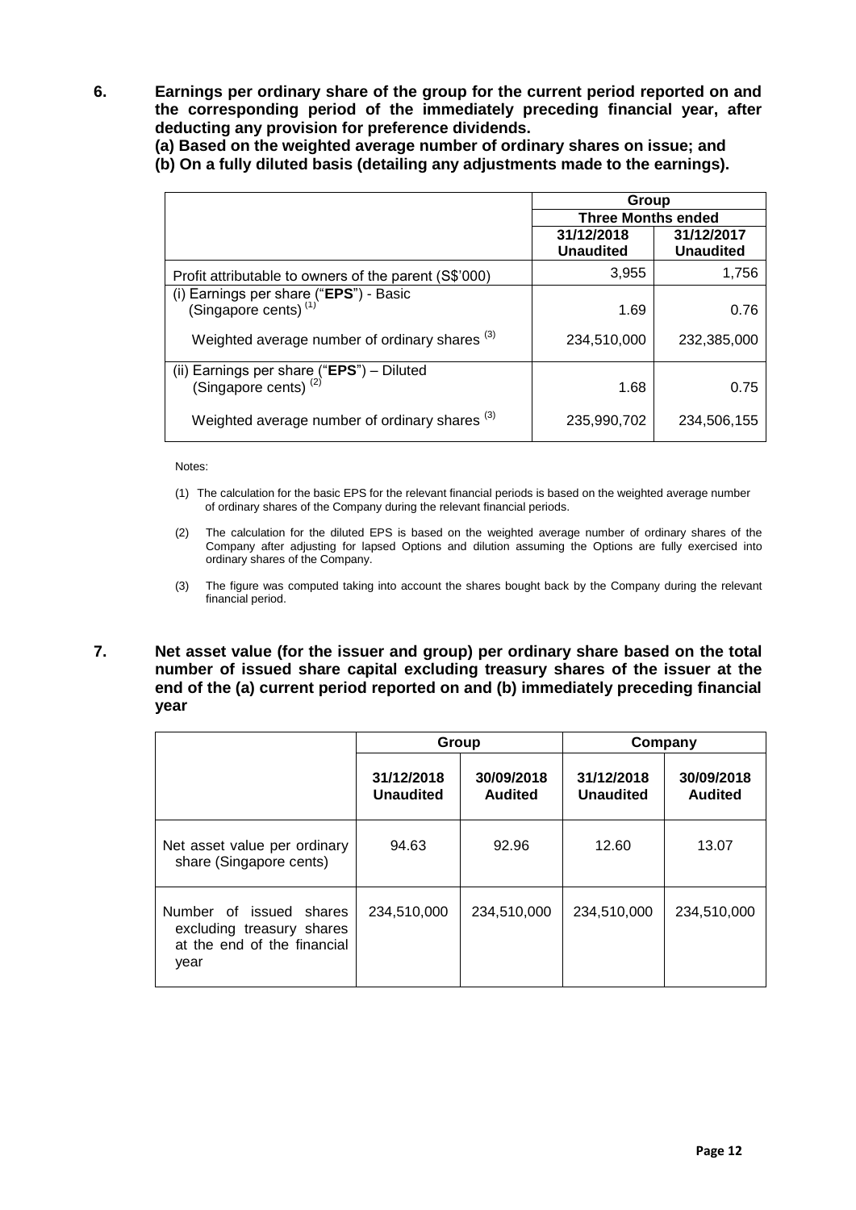**6. Earnings per ordinary share of the group for the current period reported on and the corresponding period of the immediately preceding financial year, after deducting any provision for preference dividends.**

**(a) Based on the weighted average number of ordinary shares on issue; and**

**(b) On a fully diluted basis (detailing any adjustments made to the earnings).**

| | Group | |
|---|---|---|
| | Three Months ended | |
| | 31/12/2018 Unaudited | 31/12/2017 Unaudited |
| Profit attributable to owners of the parent (S$'000) | 3,955 | 1,756 |
| (i) Earnings per share ("**EPS**") - Basic (Singapore cents) [(1)] | 1.69 | 0.76 |
| Weighted average number of ordinary shares [(3)] | 234,510,000 | 232,385,000 |
| (ii) Earnings per share ("**EPS**") – Diluted (Singapore cents) [(2)] | 1.68 | 0.75 |
| Weighted average number of ordinary shares [(3)] | 235,990,702 | 234,506,155 |

Notes:

(1) The calculation for the basic EPS for the relevant financial periods is based on the weighted average number of ordinary shares of the Company during the relevant financial periods.

(2) The calculation for the diluted EPS is based on the weighted average number of ordinary shares of the Company after adjusting for lapsed Options and dilution assuming the Options are fully exercised into ordinary shares of the Company.

(3) The figure was computed taking into account the shares bought back by the Company during the relevant financial period.

**7. Net asset value (for the issuer and group) per ordinary share based on the total number of issued share capital excluding treasury shares of the issuer at the end of the (a) current period reported on and (b) immediately preceding financial year**

| | Group | | Company | |
|---|---|---|---|---|
| | 31/12/2018 Unaudited | 30/09/2018 Audited | 31/12/2018 Unaudited | 30/09/2018 Audited |
| Net asset value per ordinary share (Singapore cents) | 94.63 | 92.96 | 12.60 | 13.07 |
| Number of issued shares excluding treasury shares at the end of the financial year | 234,510,000 | 234,510,000 | 234,510,000 | 234,510,000 |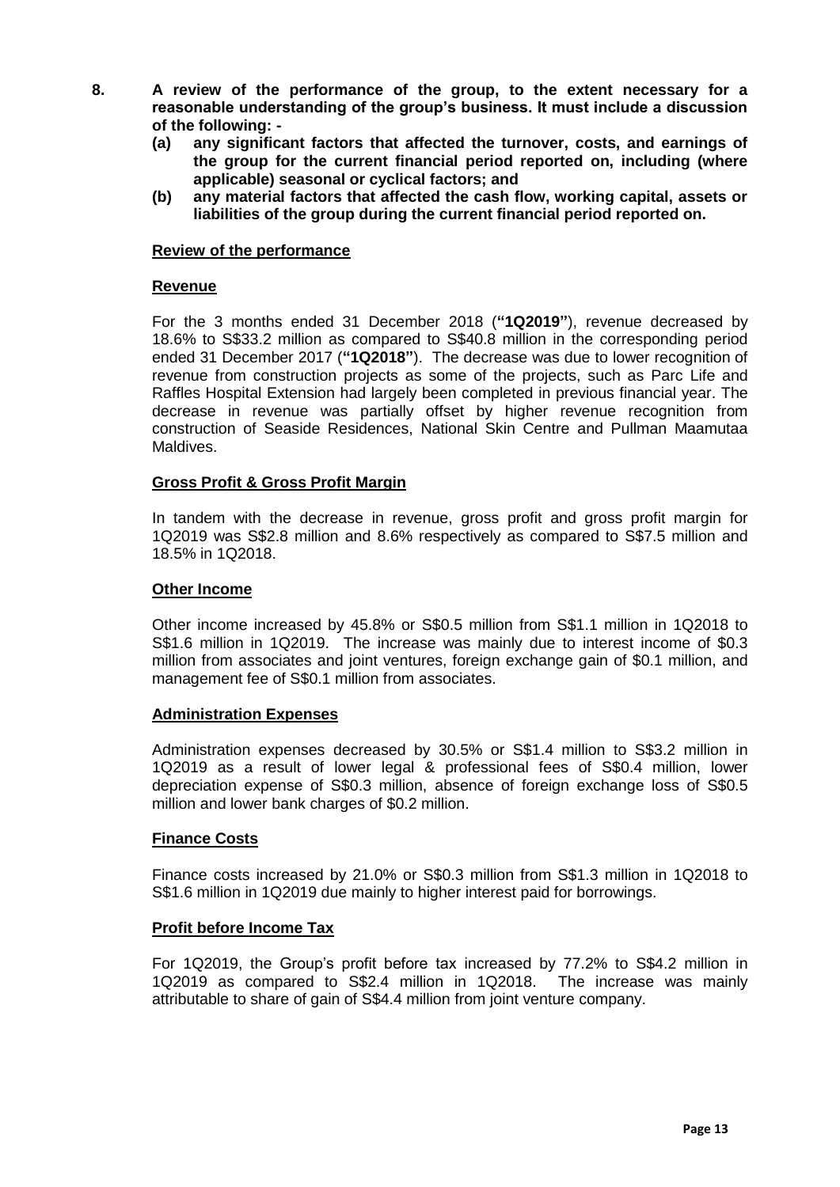**8. A review of the performance of the group, to the extent necessary for a reasonable understanding of the group's business. It must include a discussion of the following: -**

**(a) any significant factors that affected the turnover, costs, and earnings of the group for the current financial period reported on, including (where applicable) seasonal or cyclical factors; and**

**(b) any material factors that affected the cash flow, working capital, assets or liabilities of the group during the current financial period reported on.**

**Review of the performance**

**Revenue**

For the 3 months ended 31 December 2018 (**"1Q2019"**), revenue decreased by 18.6% to S$33.2 million as compared to S$40.8 million in the corresponding period ended 31 December 2017 (**"1Q2018"**). The decrease was due to lower recognition of revenue from construction projects as some of the projects, such as Parc Life and Raffles Hospital Extension had largely been completed in previous financial year. The decrease in revenue was partially offset by higher revenue recognition from construction of Seaside Residences, National Skin Centre and Pullman Maamutaa Maldives.

**Gross Profit & Gross Profit Margin**

In tandem with the decrease in revenue, gross profit and gross profit margin for 1Q2019 was S$2.8 million and 8.6% respectively as compared to S$7.5 million and 18.5% in 1Q2018.

**Other Income**

Other income increased by 45.8% or S$0.5 million from S$1.1 million in 1Q2018 to S$1.6 million in 1Q2019. The increase was mainly due to interest income of $0.3 million from associates and joint ventures, foreign exchange gain of $0.1 million, and management fee of S$0.1 million from associates.

**Administration Expenses**

Administration expenses decreased by 30.5% or S$1.4 million to S$3.2 million in 1Q2019 as a result of lower legal & professional fees of S$0.4 million, lower depreciation expense of S$0.3 million, absence of foreign exchange loss of S$0.5 million and lower bank charges of $0.2 million.

**Finance Costs**

Finance costs increased by 21.0% or S$0.3 million from S$1.3 million in 1Q2018 to S$1.6 million in 1Q2019 due mainly to higher interest paid for borrowings.

**Profit before Income Tax**

For 1Q2019, the Group's profit before tax increased by 77.2% to S$4.2 million in 1Q2019 as compared to S$2.4 million in 1Q2018. The increase was mainly attributable to share of gain of S$4.4 million from joint venture company.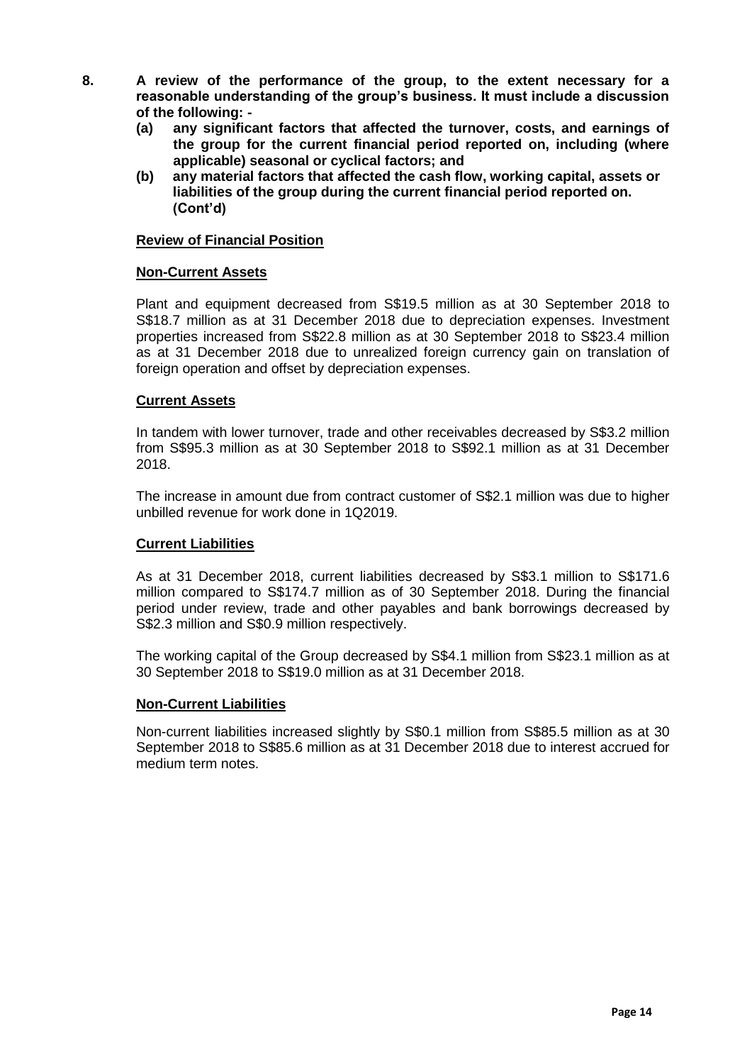**8. A review of the performance of the group, to the extent necessary for a reasonable understanding of the group's business. It must include a discussion of the following: -**

**(a) any significant factors that affected the turnover, costs, and earnings of the group for the current financial period reported on, including (where applicable) seasonal or cyclical factors; and**

**(b) any material factors that affected the cash flow, working capital, assets or liabilities of the group during the current financial period reported on. (Cont'd)**

**Review of Financial Position**

**Non-Current Assets**

Plant and equipment decreased from S$19.5 million as at 30 September 2018 to S$18.7 million as at 31 December 2018 due to depreciation expenses. Investment properties increased from S$22.8 million as at 30 September 2018 to S$23.4 million as at 31 December 2018 due to unrealized foreign currency gain on translation of foreign operation and offset by depreciation expenses.

**Current Assets**

In tandem with lower turnover, trade and other receivables decreased by S$3.2 million from S$95.3 million as at 30 September 2018 to S$92.1 million as at 31 December 2018.

The increase in amount due from contract customer of S$2.1 million was due to higher unbilled revenue for work done in 1Q2019.

**Current Liabilities**

As at 31 December 2018, current liabilities decreased by S$3.1 million to S$171.6 million compared to S$174.7 million as of 30 September 2018. During the financial period under review, trade and other payables and bank borrowings decreased by S$2.3 million and S$0.9 million respectively.

The working capital of the Group decreased by S$4.1 million from S$23.1 million as at 30 September 2018 to S$19.0 million as at 31 December 2018.

**Non-Current Liabilities**

Non-current liabilities increased slightly by S$0.1 million from S$85.5 million as at 30 September 2018 to S$85.6 million as at 31 December 2018 due to interest accrued for medium term notes.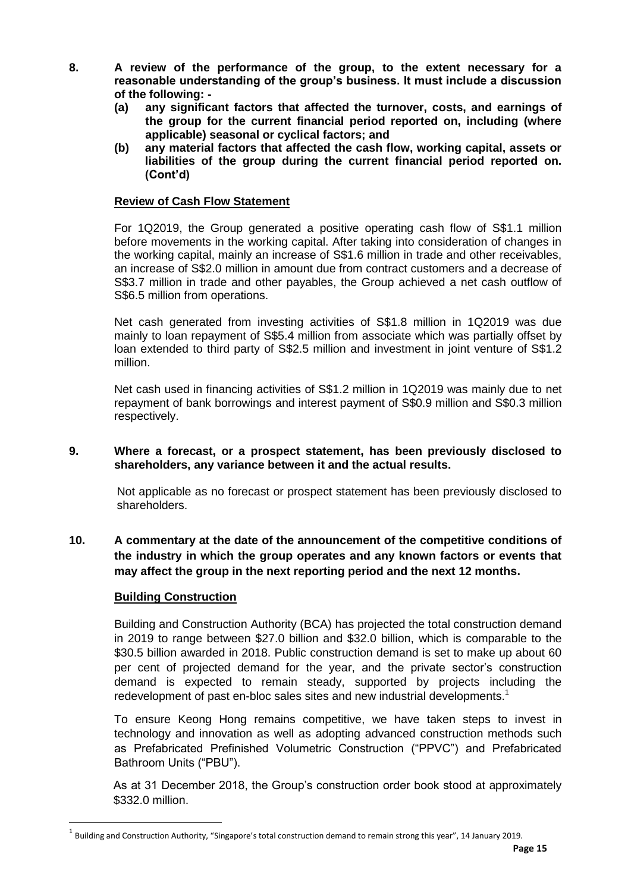**8. A review of the performance of the group, to the extent necessary for a reasonable understanding of the group's business. It must include a discussion of the following: -**

**(a) any significant factors that affected the turnover, costs, and earnings of the group for the current financial period reported on, including (where applicable) seasonal or cyclical factors; and**

**(b) any material factors that affected the cash flow, working capital, assets or liabilities of the group during the current financial period reported on. (Cont'd)**

**Review of Cash Flow Statement**

For 1Q2019, the Group generated a positive operating cash flow of S$1.1 million before movements in the working capital. After taking into consideration of changes in the working capital, mainly an increase of S$1.6 million in trade and other receivables, an increase of S$2.0 million in amount due from contract customers and a decrease of S$3.7 million in trade and other payables, the Group achieved a net cash outflow of S$6.5 million from operations.

Net cash generated from investing activities of S$1.8 million in 1Q2019 was due mainly to loan repayment of S$5.4 million from associate which was partially offset by loan extended to third party of S$2.5 million and investment in joint venture of S$1.2 million.

Net cash used in financing activities of S$1.2 million in 1Q2019 was mainly due to net repayment of bank borrowings and interest payment of S$0.9 million and S$0.3 million respectively.

**9. Where a forecast, or a prospect statement, has been previously disclosed to shareholders, any variance between it and the actual results.**

Not applicable as no forecast or prospect statement has been previously disclosed to shareholders.

**10. A commentary at the date of the announcement of the competitive conditions of the industry in which the group operates and any known factors or events that may affect the group in the next reporting period and the next 12 months.**

**Building Construction**

Building and Construction Authority (BCA) has projected the total construction demand in 2019 to range between $27.0 billion and $32.0 billion, which is comparable to the $30.5 billion awarded in 2018. Public construction demand is set to make up about 60 per cent of projected demand for the year, and the private sector's construction demand is expected to remain steady, supported by projects including the redevelopment of past en-bloc sales sites and new industrial developments.[1]

To ensure Keong Hong remains competitive, we have taken steps to invest in technology and innovation as well as adopting advanced construction methods such as Prefabricated Prefinished Volumetric Construction ("PPVC") and Prefabricated Bathroom Units ("PBU").

As at 31 December 2018, the Group's construction order book stood at approximately $332.0 million.

[1] Building and Construction Authority, "Singapore's total construction demand to remain strong this year", 14 January 2019.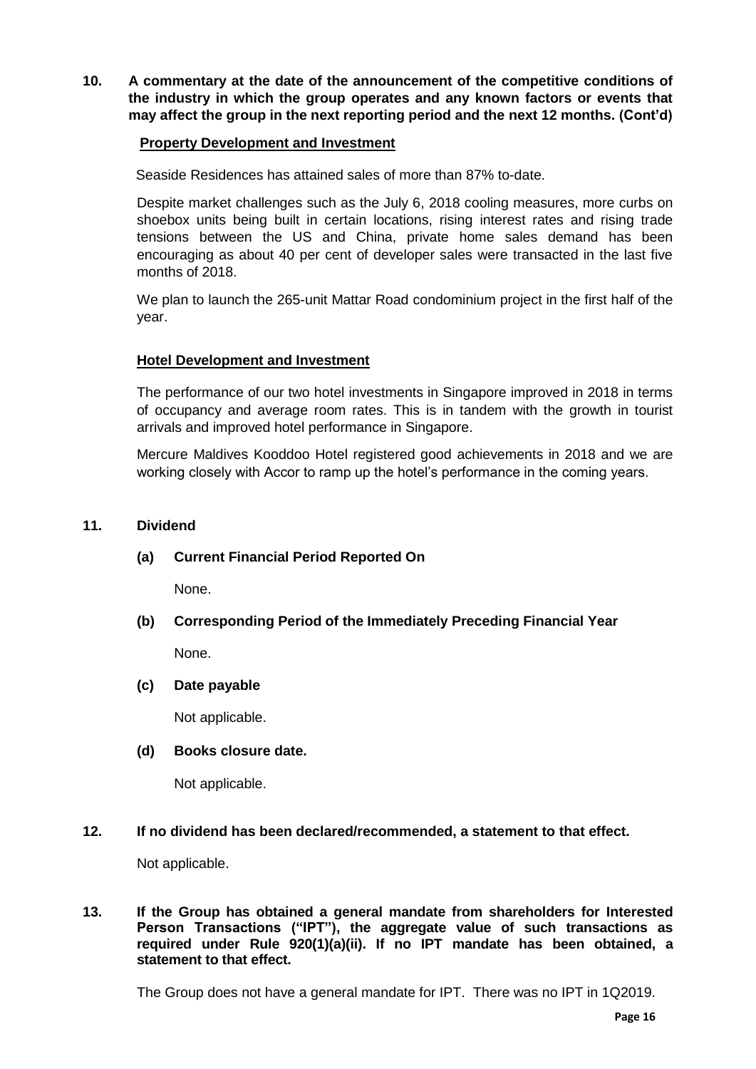**10. A commentary at the date of the announcement of the competitive conditions of the industry in which the group operates and any known factors or events that may affect the group in the next reporting period and the next 12 months. (Cont'd)**

**Property Development and Investment**

Seaside Residences has attained sales of more than 87% to-date.

Despite market challenges such as the July 6, 2018 cooling measures, more curbs on shoebox units being built in certain locations, rising interest rates and rising trade tensions between the US and China, private home sales demand has been encouraging as about 40 per cent of developer sales were transacted in the last five months of 2018.

We plan to launch the 265-unit Mattar Road condominium project in the first half of the year.

**Hotel Development and Investment**

The performance of our two hotel investments in Singapore improved in 2018 in terms of occupancy and average room rates. This is in tandem with the growth in tourist arrivals and improved hotel performance in Singapore.

Mercure Maldives Kooddoo Hotel registered good achievements in 2018 and we are working closely with Accor to ramp up the hotel's performance in the coming years.

**11. Dividend**

**(a) Current Financial Period Reported On**

None.

**(b) Corresponding Period of the Immediately Preceding Financial Year**

None.

**(c) Date payable**

Not applicable.

**(d) Books closure date.**

Not applicable.

**12. If no dividend has been declared/recommended, a statement to that effect.**

Not applicable.

**13. If the Group has obtained a general mandate from shareholders for Interested Person Transactions ("IPT"), the aggregate value of such transactions as required under Rule 920(1)(a)(ii). If no IPT mandate has been obtained, a statement to that effect.**

The Group does not have a general mandate for IPT. There was no IPT in 1Q2019.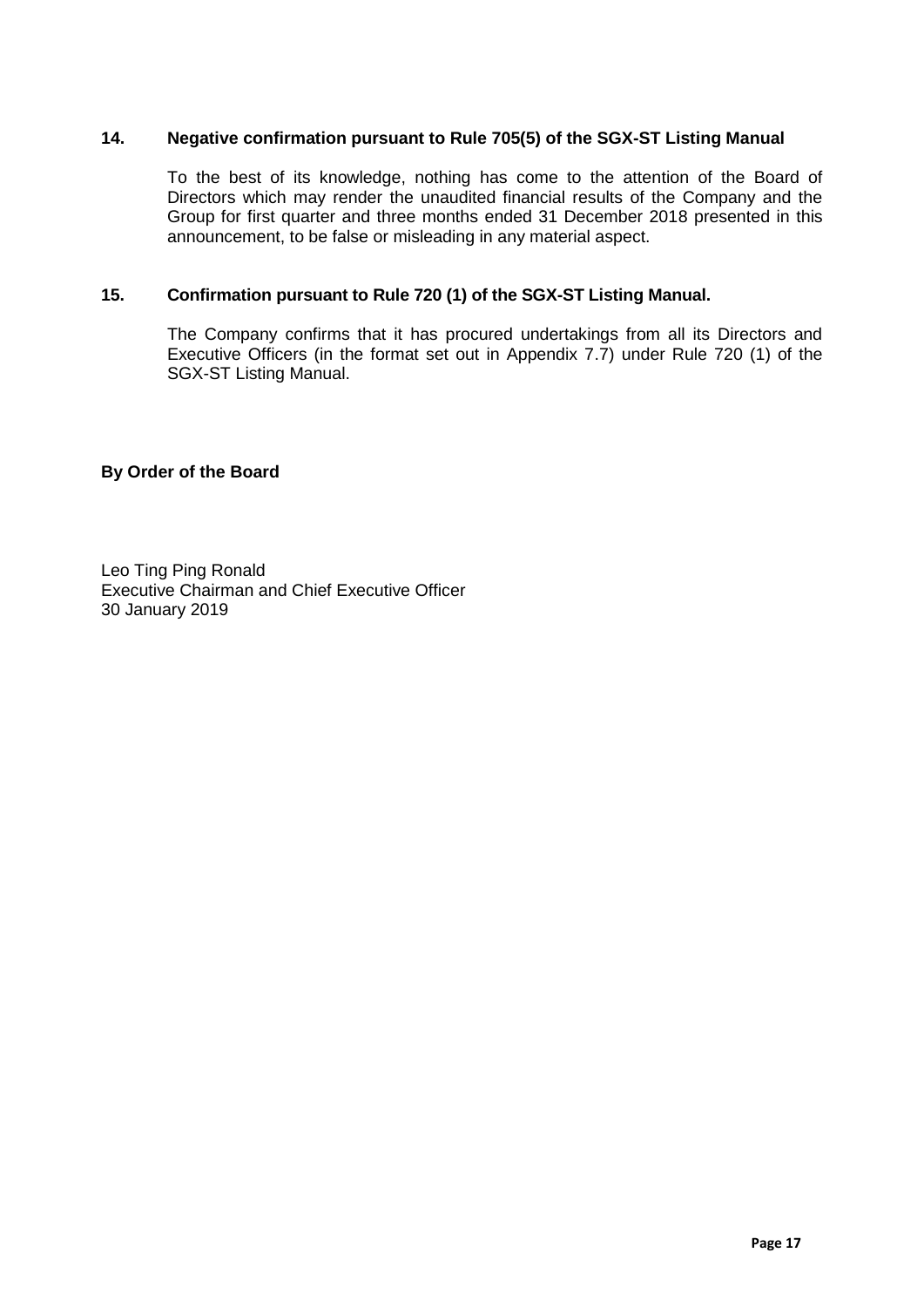## 14. Negative confirmation pursuant to Rule 705(5) of the SGX-ST Listing Manual

To the best of its knowledge, nothing has come to the attention of the Board of Directors which may render the unaudited financial results of the Company and the Group for first quarter and three months ended 31 December 2018 presented in this announcement, to be false or misleading in any material aspect.

## 15. Confirmation pursuant to Rule 720 (1) of the SGX-ST Listing Manual.

The Company confirms that it has procured undertakings from all its Directors and Executive Officers (in the format set out in Appendix 7.7) under Rule 720 (1) of the SGX-ST Listing Manual.

**By Order of the Board**

Leo Ting Ping Ronald
Executive Chairman and Chief Executive Officer
30 January 2019